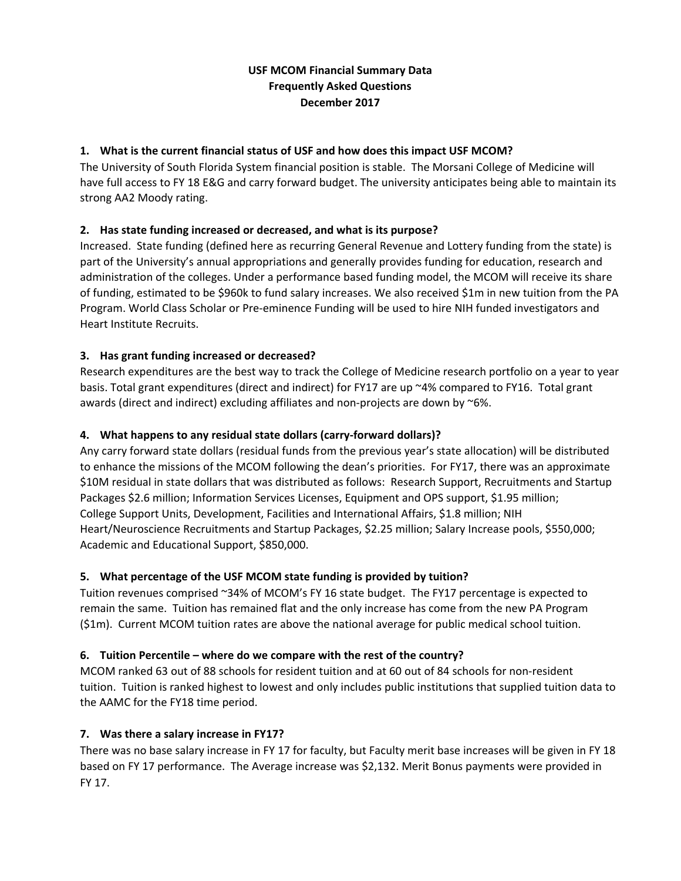# USF MCOM Financial Summary Data
## Frequently Asked Questions
## December 2017

### 1. What is the current financial status of USF and how does this impact USF MCOM?

The University of South Florida System financial position is stable. The Morsani College of Medicine will have full access to FY 18 E&G and carry forward budget. The university anticipates being able to maintain its strong AA2 Moody rating.

### 2. Has state funding increased or decreased, and what is its purpose?

Increased. State funding (defined here as recurring General Revenue and Lottery funding from the state) is part of the University's annual appropriations and generally provides funding for education, research and administration of the colleges. Under a performance based funding model, the MCOM will receive its share of funding, estimated to be $960k to fund salary increases. We also received $1m in new tuition from the PA Program. World Class Scholar or Pre-eminence Funding will be used to hire NIH funded investigators and Heart Institute Recruits.

### 3. Has grant funding increased or decreased?

Research expenditures are the best way to track the College of Medicine research portfolio on a year to year basis. Total grant expenditures (direct and indirect) for FY17 are up ~4% compared to FY16. Total grant awards (direct and indirect) excluding affiliates and non-projects are down by ~6%.

### 4. What happens to any residual state dollars (carry-forward dollars)?

Any carry forward state dollars (residual funds from the previous year's state allocation) will be distributed to enhance the missions of the MCOM following the dean's priorities. For FY17, there was an approximate $10M residual in state dollars that was distributed as follows: Research Support, Recruitments and Startup Packages $2.6 million; Information Services Licenses, Equipment and OPS support, $1.95 million; College Support Units, Development, Facilities and International Affairs, $1.8 million; NIH Heart/Neuroscience Recruitments and Startup Packages, $2.25 million; Salary Increase pools, $550,000; Academic and Educational Support, $850,000.

### 5. What percentage of the USF MCOM state funding is provided by tuition?

Tuition revenues comprised ~34% of MCOM's FY 16 state budget. The FY17 percentage is expected to remain the same. Tuition has remained flat and the only increase has come from the new PA Program ($1m). Current MCOM tuition rates are above the national average for public medical school tuition.

### 6. Tuition Percentile – where do we compare with the rest of the country?

MCOM ranked 63 out of 88 schools for resident tuition and at 60 out of 84 schools for non-resident tuition. Tuition is ranked highest to lowest and only includes public institutions that supplied tuition data to the AAMC for the FY18 time period.

### 7. Was there a salary increase in FY17?

There was no base salary increase in FY 17 for faculty, but Faculty merit base increases will be given in FY 18 based on FY 17 performance. The Average increase was $2,132. Merit Bonus payments were provided in FY 17.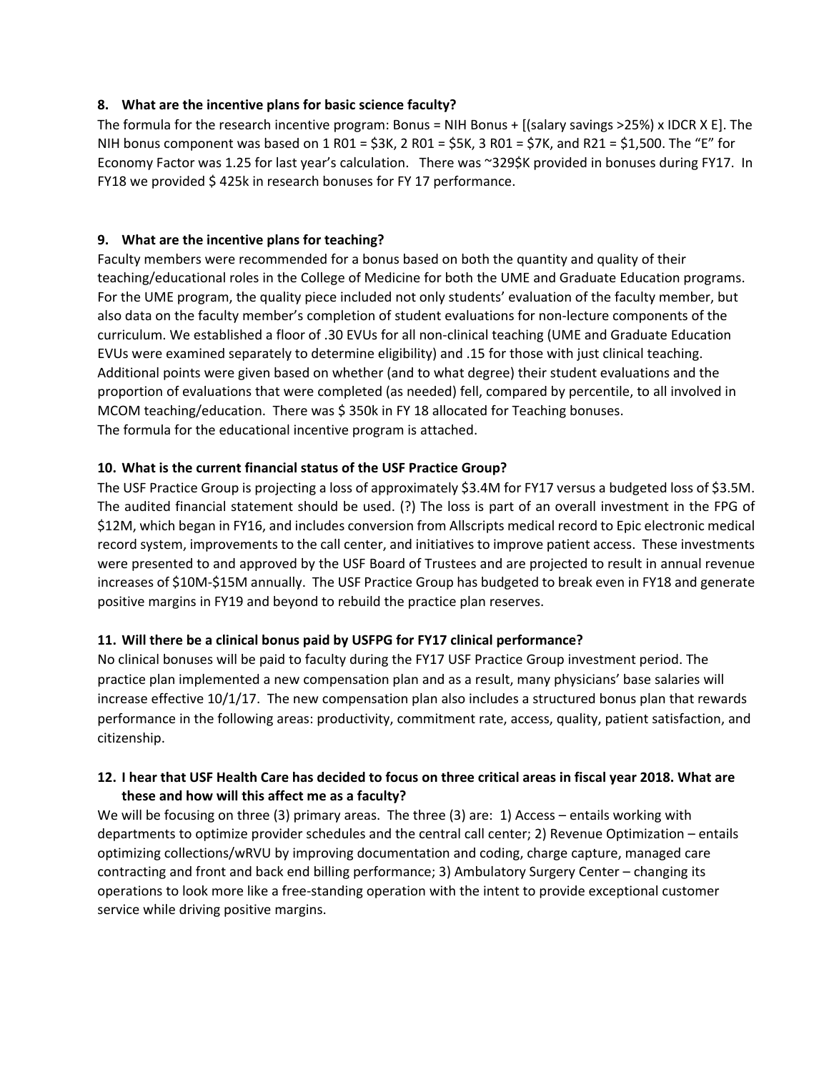**8. What are the incentive plans for basic science faculty?**

The formula for the research incentive program: Bonus = NIH Bonus + [(salary savings >25%) x IDCR X E]. The NIH bonus component was based on 1 R01 = $3K, 2 R01 = $5K, 3 R01 = $7K, and R21 = $1,500. The "E" for Economy Factor was 1.25 for last year's calculation. There was ~329$K provided in bonuses during FY17. In FY18 we provided $ 425k in research bonuses for FY 17 performance.

**9. What are the incentive plans for teaching?**

Faculty members were recommended for a bonus based on both the quantity and quality of their teaching/educational roles in the College of Medicine for both the UME and Graduate Education programs. For the UME program, the quality piece included not only students' evaluation of the faculty member, but also data on the faculty member's completion of student evaluations for non-lecture components of the curriculum. We established a floor of .30 EVUs for all non-clinical teaching (UME and Graduate Education EVUs were examined separately to determine eligibility) and .15 for those with just clinical teaching. Additional points were given based on whether (and to what degree) their student evaluations and the proportion of evaluations that were completed (as needed) fell, compared by percentile, to all involved in MCOM teaching/education. There was $ 350k in FY 18 allocated for Teaching bonuses.
The formula for the educational incentive program is attached.

**10. What is the current financial status of the USF Practice Group?**

The USF Practice Group is projecting a loss of approximately $3.4M for FY17 versus a budgeted loss of $3.5M. The audited financial statement should be used. (?) The loss is part of an overall investment in the FPG of $12M, which began in FY16, and includes conversion from Allscripts medical record to Epic electronic medical record system, improvements to the call center, and initiatives to improve patient access. These investments were presented to and approved by the USF Board of Trustees and are projected to result in annual revenue increases of $10M-$15M annually. The USF Practice Group has budgeted to break even in FY18 and generate positive margins in FY19 and beyond to rebuild the practice plan reserves.

**11. Will there be a clinical bonus paid by USFPG for FY17 clinical performance?**

No clinical bonuses will be paid to faculty during the FY17 USF Practice Group investment period. The practice plan implemented a new compensation plan and as a result, many physicians' base salaries will increase effective 10/1/17. The new compensation plan also includes a structured bonus plan that rewards performance in the following areas: productivity, commitment rate, access, quality, patient satisfaction, and citizenship.

**12. I hear that USF Health Care has decided to focus on three critical areas in fiscal year 2018. What are these and how will this affect me as a faculty?**

We will be focusing on three (3) primary areas. The three (3) are: 1) Access – entails working with departments to optimize provider schedules and the central call center; 2) Revenue Optimization – entails optimizing collections/wRVU by improving documentation and coding, charge capture, managed care contracting and front and back end billing performance; 3) Ambulatory Surgery Center – changing its operations to look more like a free-standing operation with the intent to provide exceptional customer service while driving positive margins.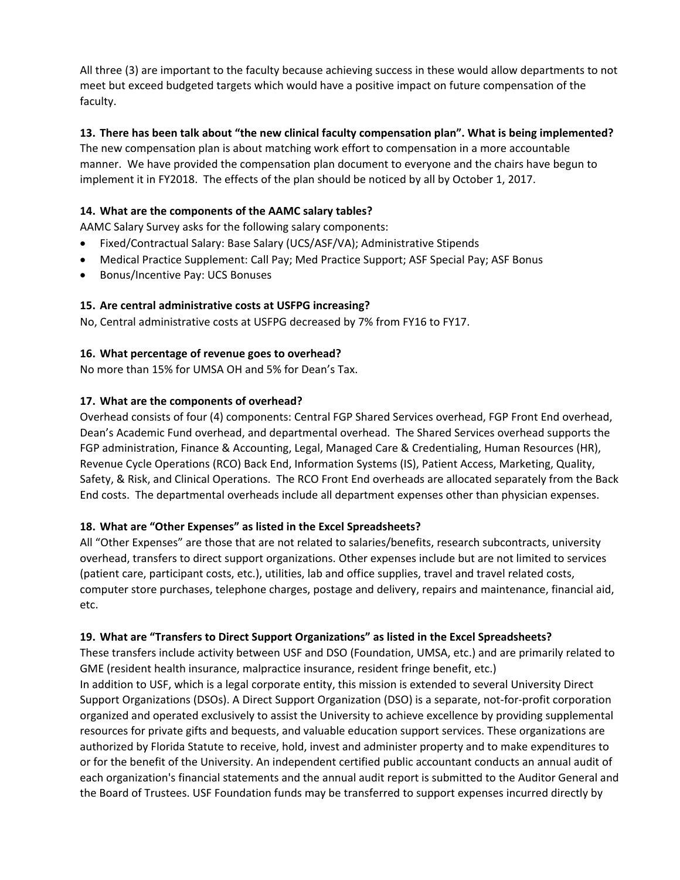All three (3) are important to the faculty because achieving success in these would allow departments to not meet but exceed budgeted targets which would have a positive impact on future compensation of the faculty.

**13. There has been talk about "the new clinical faculty compensation plan". What is being implemented?**

The new compensation plan is about matching work effort to compensation in a more accountable manner. We have provided the compensation plan document to everyone and the chairs have begun to implement it in FY2018. The effects of the plan should be noticed by all by October 1, 2017.

**14. What are the components of the AAMC salary tables?**

AAMC Salary Survey asks for the following salary components:

- Fixed/Contractual Salary: Base Salary (UCS/ASF/VA); Administrative Stipends
- Medical Practice Supplement: Call Pay; Med Practice Support; ASF Special Pay; ASF Bonus
- Bonus/Incentive Pay: UCS Bonuses

**15. Are central administrative costs at USFPG increasing?**

No, Central administrative costs at USFPG decreased by 7% from FY16 to FY17.

**16. What percentage of revenue goes to overhead?**

No more than 15% for UMSA OH and 5% for Dean's Tax.

**17. What are the components of overhead?**

Overhead consists of four (4) components: Central FGP Shared Services overhead, FGP Front End overhead, Dean's Academic Fund overhead, and departmental overhead. The Shared Services overhead supports the FGP administration, Finance & Accounting, Legal, Managed Care & Credentialing, Human Resources (HR), Revenue Cycle Operations (RCO) Back End, Information Systems (IS), Patient Access, Marketing, Quality, Safety, & Risk, and Clinical Operations. The RCO Front End overheads are allocated separately from the Back End costs. The departmental overheads include all department expenses other than physician expenses.

**18. What are "Other Expenses" as listed in the Excel Spreadsheets?**

All "Other Expenses" are those that are not related to salaries/benefits, research subcontracts, university overhead, transfers to direct support organizations. Other expenses include but are not limited to services (patient care, participant costs, etc.), utilities, lab and office supplies, travel and travel related costs, computer store purchases, telephone charges, postage and delivery, repairs and maintenance, financial aid, etc.

**19. What are "Transfers to Direct Support Organizations" as listed in the Excel Spreadsheets?**

These transfers include activity between USF and DSO (Foundation, UMSA, etc.) and are primarily related to GME (resident health insurance, malpractice insurance, resident fringe benefit, etc.)

In addition to USF, which is a legal corporate entity, this mission is extended to several University Direct Support Organizations (DSOs). A Direct Support Organization (DSO) is a separate, not-for-profit corporation organized and operated exclusively to assist the University to achieve excellence by providing supplemental resources for private gifts and bequests, and valuable education support services. These organizations are authorized by Florida Statute to receive, hold, invest and administer property and to make expenditures to or for the benefit of the University. An independent certified public accountant conducts an annual audit of each organization's financial statements and the annual audit report is submitted to the Auditor General and the Board of Trustees. USF Foundation funds may be transferred to support expenses incurred directly by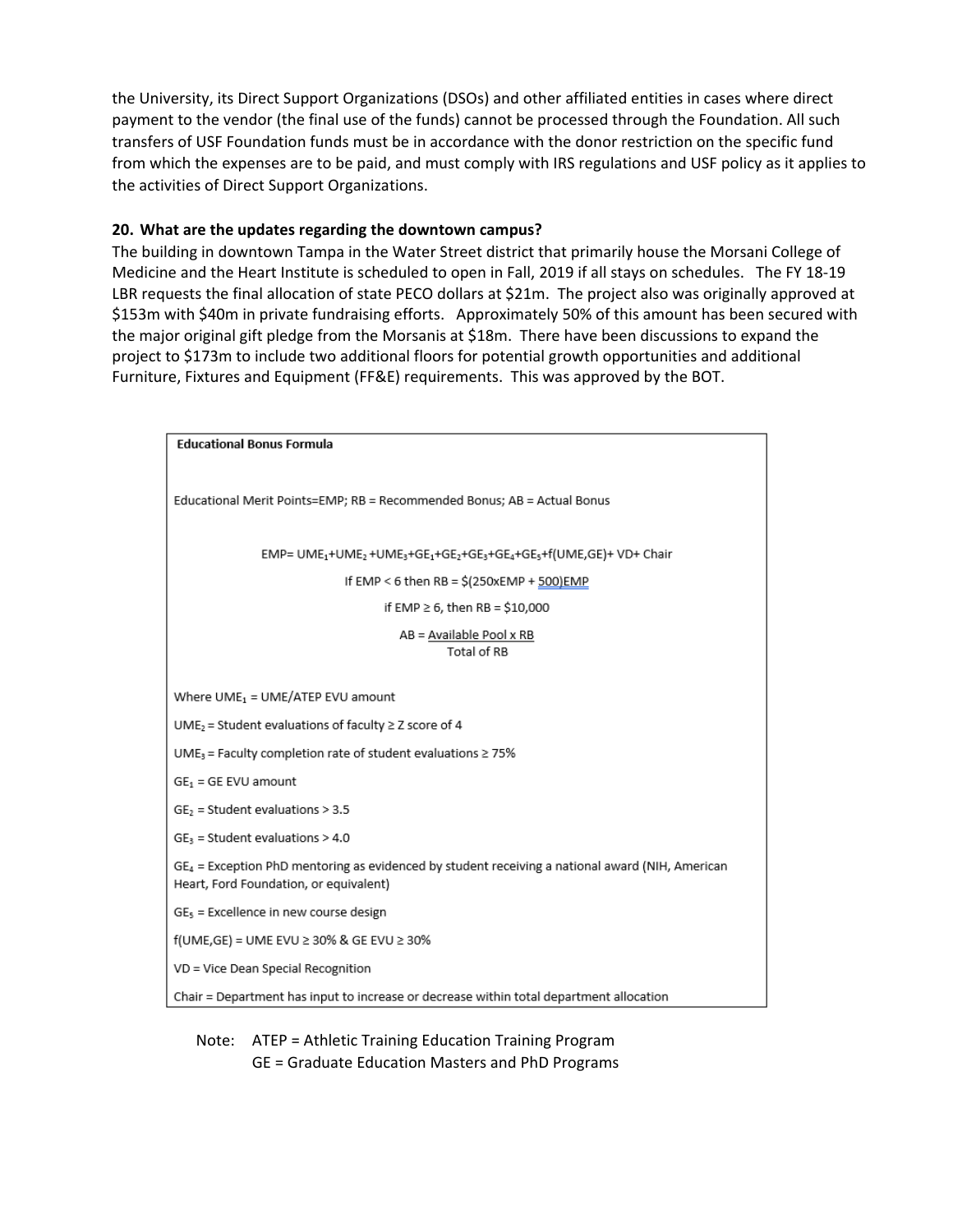the University, its Direct Support Organizations (DSOs) and other affiliated entities in cases where direct payment to the vendor (the final use of the funds) cannot be processed through the Foundation. All such transfers of USF Foundation funds must be in accordance with the donor restriction on the specific fund from which the expenses are to be paid, and must comply with IRS regulations and USF policy as it applies to the activities of Direct Support Organizations.

**20. What are the updates regarding the downtown campus?**

The building in downtown Tampa in the Water Street district that primarily house the Morsani College of Medicine and the Heart Institute is scheduled to open in Fall, 2019 if all stays on schedules. The FY 18-19 LBR requests the final allocation of state PECO dollars at $21m. The project also was originally approved at $153m with $40m in private fundraising efforts. Approximately 50% of this amount has been secured with the major original gift pledge from the Morsanis at $18m. There have been discussions to expand the project to $173m to include two additional floors for potential growth opportunities and additional Furniture, Fixtures and Equipment (FF&E) requirements. This was approved by the BOT.

**Educational Bonus Formula**

Educational Merit Points=EMP; RB = Recommended Bonus; AB = Actual Bonus

$$EMP = UME_1 + UME_2 + UME_3 + GE_1 + GE_2 + GE_3 + GE_4 + GE_5 + f(UME,GE) + VD + Chair$$

If $EMP < 6$ then $RB = \$(250 \times EMP + 500)EMP$

if $EMP \geq 6$, then $RB = \$10{,}000$

$$AB = \frac{\text{Available Pool} \times RB}{\text{Total of } RB}$$

Where $UME_1$ = UME/ATEP EVU amount

$UME_2$ = Student evaluations of faculty ≥ Z score of 4

$UME_3$ = Faculty completion rate of student evaluations ≥ 75%

$GE_1$ = GE EVU amount

$GE_2$ = Student evaluations > 3.5

$GE_3$ = Student evaluations > 4.0

$GE_4$ = Exception PhD mentoring as evidenced by student receiving a national award (NIH, American Heart, Ford Foundation, or equivalent)

$GE_5$ = Excellence in new course design

$f(UME,GE)$ = UME EVU ≥ 30% & GE EVU ≥ 30%

VD = Vice Dean Special Recognition

Chair = Department has input to increase or decrease within total department allocation

Note: ATEP = Athletic Training Education Training Program
GE = Graduate Education Masters and PhD Programs